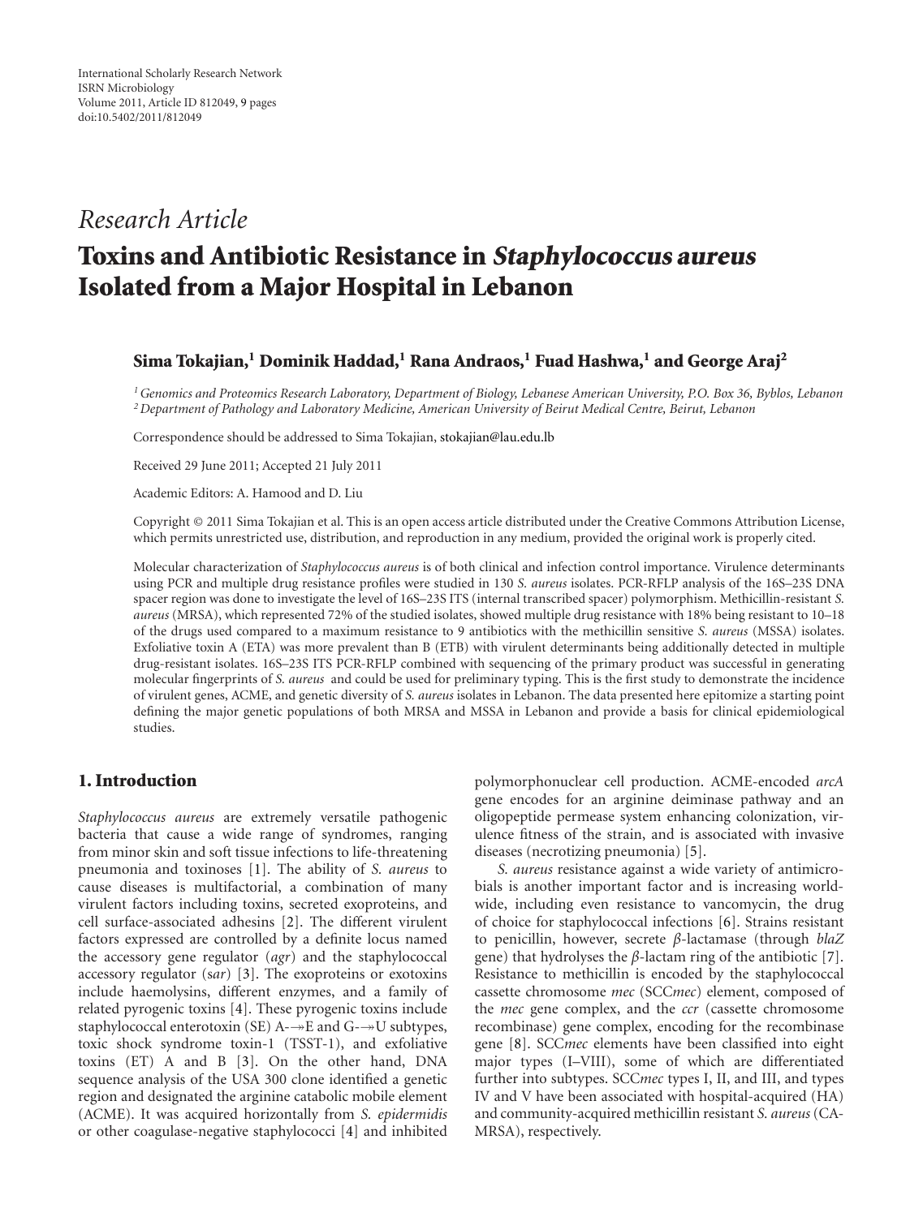International Scholarly Research Network
ISRN Microbiology
Volume 2011, Article ID 812049, 9 pages
doi:10.5402/2011/812049

*Research Article*

# Toxins and Antibiotic Resistance in *Staphylococcus aureus* Isolated from a Major Hospital in Lebanon

**Sima Tokajian,[1] Dominik Haddad,[1] Rana Andraos,[1] Fuad Hashwa,[1] and George Araj[2]**

[1] *Genomics and Proteomics Research Laboratory, Department of Biology, Lebanese American University, P.O. Box 36, Byblos, Lebanon*
[2] *Department of Pathology and Laboratory Medicine, American University of Beirut Medical Centre, Beirut, Lebanon*

Correspondence should be addressed to Sima Tokajian, stokajian@lau.edu.lb

Received 29 June 2011; Accepted 21 July 2011

Academic Editors: A. Hamood and D. Liu

Copyright © 2011 Sima Tokajian et al. This is an open access article distributed under the Creative Commons Attribution License, which permits unrestricted use, distribution, and reproduction in any medium, provided the original work is properly cited.

Molecular characterization of *Staphylococcus aureus* is of both clinical and infection control importance. Virulence determinants using PCR and multiple drug resistance profiles were studied in 130 *S. aureus* isolates. PCR-RFLP analysis of the 16S–23S DNA spacer region was done to investigate the level of 16S–23S ITS (internal transcribed spacer) polymorphism. Methicillin-resistant *S. aureus* (MRSA), which represented 72% of the studied isolates, showed multiple drug resistance with 18% being resistant to 10–18 of the drugs used compared to a maximum resistance to 9 antibiotics with the methicillin sensitive *S. aureus* (MSSA) isolates. Exfoliative toxin A (ETA) was more prevalent than B (ETB) with virulent determinants being additionally detected in multiple drug-resistant isolates. 16S–23S ITS PCR-RFLP combined with sequencing of the primary product was successful in generating molecular fingerprints of *S. aureus* and could be used for preliminary typing. This is the first study to demonstrate the incidence of virulent genes, ACME, and genetic diversity of *S. aureus* isolates in Lebanon. The data presented here epitomize a starting point defining the major genetic populations of both MRSA and MSSA in Lebanon and provide a basis for clinical epidemiological studies.

## 1. Introduction

*Staphylococcus aureus* are extremely versatile pathogenic bacteria that cause a wide range of syndromes, ranging from minor skin and soft tissue infections to life-threatening pneumonia and toxinoses [1]. The ability of *S. aureus* to cause diseases is multifactorial, a combination of many virulent factors including toxins, secreted exoproteins, and cell surface-associated adhesins [2]. The different virulent factors expressed are controlled by a definite locus named the accessory gene regulator (*agr*) and the staphylococcal accessory regulator (*sar*) [3]. The exoproteins or exotoxins include haemolysins, different enzymes, and a family of related pyrogenic toxins [4]. These pyrogenic toxins include staphylococcal enterotoxin (SE) A-↠E and G-↠U subtypes, toxic shock syndrome toxin-1 (TSST-1), and exfoliative toxins (ET) A and B [3]. On the other hand, DNA sequence analysis of the USA 300 clone identified a genetic region and designated the arginine catabolic mobile element (ACME). It was acquired horizontally from *S. epidermidis* or other coagulase-negative staphylococci [4] and inhibited polymorphonuclear cell production. ACME-encoded *arcA* gene encodes for an arginine deiminase pathway and an oligopeptide permease system enhancing colonization, virulence fitness of the strain, and is associated with invasive diseases (necrotizing pneumonia) [5].

*S. aureus* resistance against a wide variety of antimicrobials is another important factor and is increasing worldwide, including even resistance to vancomycin, the drug of choice for staphylococcal infections [6]. Strains resistant to penicillin, however, secrete $\beta$-lactamase (through *blaZ* gene) that hydrolyses the $\beta$-lactam ring of the antibiotic [7]. Resistance to methicillin is encoded by the staphylococcal cassette chromosome *mec* (SCC*mec*) element, composed of the *mec* gene complex, and the *ccr* (cassette chromosome recombinase) gene complex, encoding for the recombinase gene [8]. SCC*mec* elements have been classified into eight major types (I–VIII), some of which are differentiated further into subtypes. SCC*mec* types I, II, and III, and types IV and V have been associated with hospital-acquired (HA) and community-acquired methicillin resistant *S. aureus* (CA-MRSA), respectively.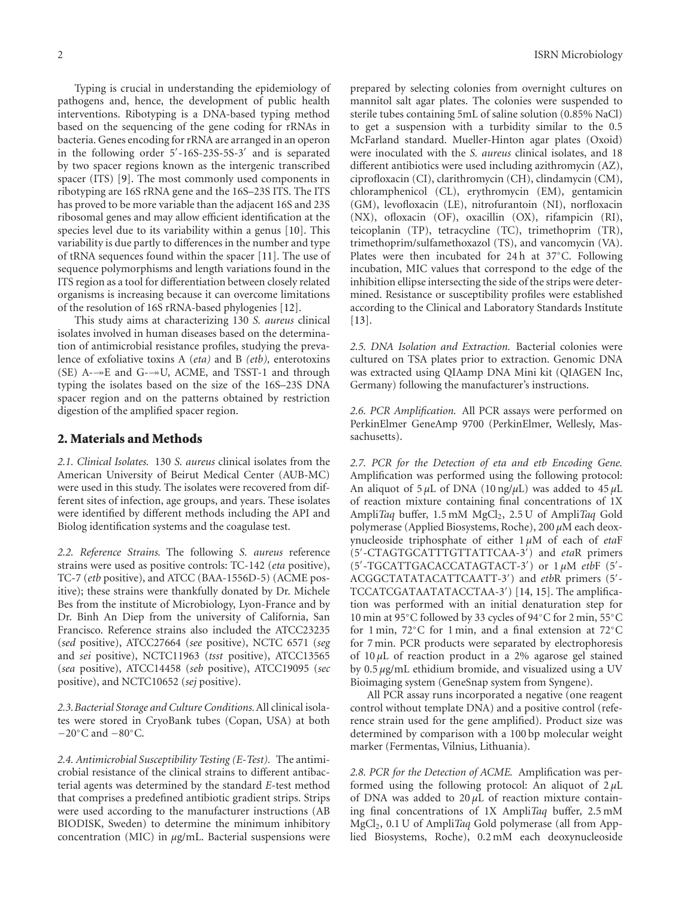Typing is crucial in understanding the epidemiology of pathogens and, hence, the development of public health interventions. Ribotyping is a DNA-based typing method based on the sequencing of the gene coding for rRNAs in bacteria. Genes encoding for rRNA are arranged in an operon in the following order 5′-16S-23S-5S-3′ and is separated by two spacer regions known as the intergenic transcribed spacer (ITS) [9]. The most commonly used components in ribotyping are 16S rRNA gene and the 16S–23S ITS. The ITS has proved to be more variable than the adjacent 16S and 23S ribosomal genes and may allow efficient identification at the species level due to its variability within a genus [10]. This variability is due partly to differences in the number and type of tRNA sequences found within the spacer [11]. The use of sequence polymorphisms and length variations found in the ITS region as a tool for differentiation between closely related organisms is increasing because it can overcome limitations of the resolution of 16S rRNA-based phylogenies [12].

This study aims at characterizing 130 *S. aureus* clinical isolates involved in human diseases based on the determination of antimicrobial resistance profiles, studying the prevalence of exfoliative toxins A (*eta*) and B (*etb*), enterotoxins (SE) A-↠E and G-↠U, ACME, and TSST-1 and through typing the isolates based on the size of the 16S–23S DNA spacer region and on the patterns obtained by restriction digestion of the amplified spacer region.

## 2. Materials and Methods

*2.1. Clinical Isolates.* 130 *S. aureus* clinical isolates from the American University of Beirut Medical Center (AUB-MC) were used in this study. The isolates were recovered from different sites of infection, age groups, and years. These isolates were identified by different methods including the API and Biolog identification systems and the coagulase test.

*2.2. Reference Strains.* The following *S. aureus* reference strains were used as positive controls: TC-142 (*eta* positive), TC-7 (*etb* positive), and ATCC (BAA-1556D-5) (ACME positive); these strains were thankfully donated by Dr. Michele Bes from the institute of Microbiology, Lyon-France and by Dr. Binh An Diep from the university of California, San Francisco. Reference strains also included the ATCC23235 (*sed* positive), ATCC27664 (*see* positive), NCTC 6571 (*seg* and *sei* positive), NCTC11963 (*tsst* positive), ATCC13565 (*sea* positive), ATCC14458 (*seb* positive), ATCC19095 (*sec* positive), and NCTC10652 (*sej* positive).

*2.3. Bacterial Storage and Culture Conditions.* All clinical isolates were stored in CryoBank tubes (Copan, USA) at both −20°C and −80°C.

*2.4. Antimicrobial Susceptibility Testing (E-Test).* The antimicrobial resistance of the clinical strains to different antibacterial agents was determined by the standard *E*-test method that comprises a predefined antibiotic gradient strips. Strips were used according to the manufacturer instructions (AB BIODISK, Sweden) to determine the minimum inhibitory concentration (MIC) in $\mu$g/mL. Bacterial suspensions were prepared by selecting colonies from overnight cultures on mannitol salt agar plates. The colonies were suspended to sterile tubes containing 5mL of saline solution (0.85% NaCl) to get a suspension with a turbidity similar to the 0.5 McFarland standard. Mueller-Hinton agar plates (Oxoid) were inoculated with the *S. aureus* clinical isolates, and 18 different antibiotics were used including azithromycin (AZ), ciprofloxacin (CI), clarithromycin (CH), clindamycin (CM), chloramphenicol (CL), erythromycin (EM), gentamicin (GM), levofloxacin (LE), nitrofurantoin (NI), norfloxacin (NX), ofloxacin (OF), oxacillin (OX), rifampicin (RI), teicoplanin (TP), tetracycline (TC), trimethoprim (TR), trimethoprim/sulfamethoxazol (TS), and vancomycin (VA). Plates were then incubated for 24 h at 37°C. Following incubation, MIC values that correspond to the edge of the inhibition ellipse intersecting the side of the strips were determined. Resistance or susceptibility profiles were established according to the Clinical and Laboratory Standards Institute [13].

*2.5. DNA Isolation and Extraction.* Bacterial colonies were cultured on TSA plates prior to extraction. Genomic DNA was extracted using QIAamp DNA Mini kit (QIAGEN Inc, Germany) following the manufacturer's instructions.

*2.6. PCR Amplification.* All PCR assays were performed on PerkinElmer GeneAmp 9700 (PerkinElmer, Wellesly, Massachusetts).

*2.7. PCR for the Detection of eta and etb Encoding Gene.* Amplification was performed using the following protocol: An aliquot of 5 $\mu$L of DNA (10 ng/$\mu$L) was added to 45 $\mu$L of reaction mixture containing final concentrations of 1X Ampli*Taq* buffer, 1.5 mM $MgCl_2$, 2.5 U of Ampli*Taq* Gold polymerase (Applied Biosystems, Roche), 200 $\mu$M each deoxynucleoside triphosphate of either 1 $\mu$M of each of *eta*F (5′-CTAGTGCATTTGTTATTCAA-3′) and *eta*R primers (5′-TGCATTGACACCATAGTACT-3′) or 1 $\mu$M *etb*F (5′-ACGGCTATATACATTCAATT-3′) and *etb*R primers (5′-TCCATCGATAATATACCTAA-3′) [14, 15]. The amplification was performed with an initial denaturation step for 10 min at 95°C followed by 33 cycles of 94°C for 2 min, 55°C for 1 min, 72°C for 1 min, and a final extension at 72°C for 7 min. PCR products were separated by electrophoresis of 10 $\mu$L of reaction product in a 2% agarose gel stained by 0.5 $\mu$g/mL ethidium bromide, and visualized using a UV Bioimaging system (GeneSnap system from Syngene).

All PCR assay runs incorporated a negative (one reagent control without template DNA) and a positive control (reference strain used for the gene amplified). Product size was determined by comparison with a 100 bp molecular weight marker (Fermentas, Vilnius, Lithuania).

*2.8. PCR for the Detection of ACME.* Amplification was performed using the following protocol: An aliquot of 2 $\mu$L of DNA was added to 20 $\mu$L of reaction mixture containing final concentrations of 1X Ampli*Taq* buffer, 2.5 mM $MgCl_2$, 0.1 U of Ampli*Taq* Gold polymerase (all from Applied Biosystems, Roche), 0.2 mM each deoxynucleoside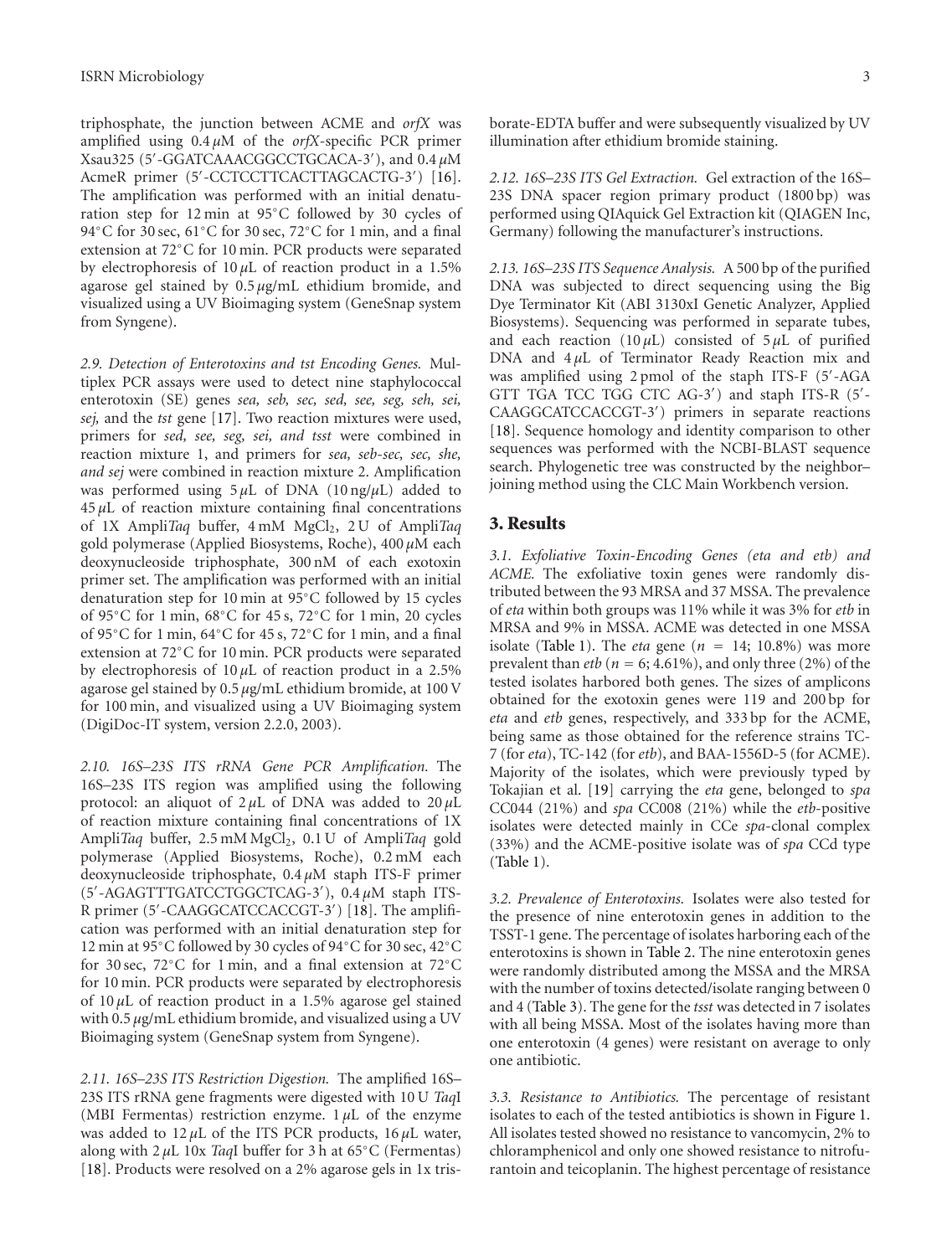triphosphate, the junction between ACME and *orfX* was amplified using 0.4 $\mu$M of the *orfX*-specific PCR primer Xsau325 (5′-GGATCAAACGGCCTGCACA-3′), and 0.4 $\mu$M AcmeR primer (5′-CCTCCTTCACTTAGCACTG-3′) [16]. The amplification was performed with an initial denaturation step for 12 min at 95°C followed by 30 cycles of 94°C for 30 sec, 61°C for 30 sec, 72°C for 1 min, and a final extension at 72°C for 10 min. PCR products were separated by electrophoresis of 10 $\mu$L of reaction product in a 1.5% agarose gel stained by 0.5 $\mu$g/mL ethidium bromide, and visualized using a UV Bioimaging system (GeneSnap system from Syngene).

*2.9. Detection of Enterotoxins and tst Encoding Genes.* Multiplex PCR assays were used to detect nine staphylococcal enterotoxin (SE) genes *sea, seb, sec, sed, see, seg, seh, sei, sej,* and the *tst* gene [17]. Two reaction mixtures were used, primers for *sed, see, seg, sei, and tsst* were combined in reaction mixture 1, and primers for *sea, seb-sec, sec, she, and sej* were combined in reaction mixture 2. Amplification was performed using 5 $\mu$L of DNA (10 ng/$\mu$L) added to 45 $\mu$L of reaction mixture containing final concentrations of 1X Ampli*Taq* buffer, 4 mM $MgCl_2$, 2 U of Ampli*Taq* gold polymerase (Applied Biosystems, Roche), 400 $\mu$M each deoxynucleoside triphosphate, 300 nM of each exotoxin primer set. The amplification was performed with an initial denaturation step for 10 min at 95°C followed by 15 cycles of 95°C for 1 min, 68°C for 45 s, 72°C for 1 min, 20 cycles of 95°C for 1 min, 64°C for 45 s, 72°C for 1 min, and a final extension at 72°C for 10 min. PCR products were separated by electrophoresis of 10 $\mu$L of reaction product in a 2.5% agarose gel stained by 0.5 $\mu$g/mL ethidium bromide, at 100 V for 100 min, and visualized using a UV Bioimaging system (DigiDoc-IT system, version 2.2.0, 2003).

*2.10. 16S–23S ITS rRNA Gene PCR Amplification.* The 16S–23S ITS region was amplified using the following protocol: an aliquot of 2 $\mu$L of DNA was added to 20 $\mu$L of reaction mixture containing final concentrations of 1X Ampli*Taq* buffer, 2.5 mM $MgCl_2$, 0.1 U of Ampli*Taq* gold polymerase (Applied Biosystems, Roche), 0.2 mM each deoxynucleoside triphosphate, 0.4 $\mu$M staph ITS-F primer (5′-AGAGTTTGATCCTGGCTCAG-3′), 0.4 $\mu$M staph ITS-R primer (5′-CAAGGCATCCACCGT-3′) [18]. The amplification was performed with an initial denaturation step for 12 min at 95°C followed by 30 cycles of 94°C for 30 sec, 42°C for 30 sec, 72°C for 1 min, and a final extension at 72°C for 10 min. PCR products were separated by electrophoresis of 10 $\mu$L of reaction product in a 1.5% agarose gel stained with 0.5 $\mu$g/mL ethidium bromide, and visualized using a UV Bioimaging system (GeneSnap system from Syngene).

*2.11. 16S–23S ITS Restriction Digestion.* The amplified 16S–23S ITS rRNA gene fragments were digested with 10 U *Taq*I (MBI Fermentas) restriction enzyme. 1 $\mu$L of the enzyme was added to 12 $\mu$L of the ITS PCR products, 16 $\mu$L water, along with 2 $\mu$L 10x *Taq*I buffer for 3 h at 65°C (Fermentas) [18]. Products were resolved on a 2% agarose gels in 1x tris-borate-EDTA buffer and were subsequently visualized by UV illumination after ethidium bromide staining.

*2.12. 16S–23S ITS Gel Extraction.* Gel extraction of the 16S–23S DNA spacer region primary product (1800 bp) was performed using QIAquick Gel Extraction kit (QIAGEN Inc, Germany) following the manufacturer's instructions.

*2.13. 16S–23S ITS Sequence Analysis.* A 500 bp of the purified DNA was subjected to direct sequencing using the Big Dye Terminator Kit (ABI 3130xI Genetic Analyzer, Applied Biosystems). Sequencing was performed in separate tubes, and each reaction (10 $\mu$L) consisted of 5 $\mu$L of purified DNA and 4 $\mu$L of Terminator Ready Reaction mix and was amplified using 2 pmol of the staph ITS-F (5′-AGA GTT TGA TCC TGG CTC AG-3′) and staph ITS-R (5′-CAAGGCATCCACCGT-3′) primers in separate reactions [18]. Sequence homology and identity comparison to other sequences was performed with the NCBI-BLAST sequence search. Phylogenetic tree was constructed by the neighbor–joining method using the CLC Main Workbench version.

## 3. Results

*3.1. Exfoliative Toxin-Encoding Genes (eta and etb) and ACME.* The exfoliative toxin genes were randomly distributed between the 93 MRSA and 37 MSSA. The prevalence of *eta* within both groups was 11% while it was 3% for *etb* in MRSA and 9% in MSSA. ACME was detected in one MSSA isolate (Table 1). The *eta* gene ($n = 14$; 10.8%) was more prevalent than *etb* ($n = 6$; 4.61%), and only three (2%) of the tested isolates harbored both genes. The sizes of amplicons obtained for the exotoxin genes were 119 and 200 bp for *eta* and *etb* genes, respectively, and 333 bp for the ACME, being same as those obtained for the reference strains TC-7 (for *eta*), TC-142 (for *etb*), and BAA-1556D-5 (for ACME). Majority of the isolates, which were previously typed by Tokajian et al. [19] carrying the *eta* gene, belonged to *spa* CC044 (21%) and *spa* CC008 (21%) while the *etb*-positive isolates were detected mainly in CCe *spa*-clonal complex (33%) and the ACME-positive isolate was of *spa* CCd type (Table 1).

*3.2. Prevalence of Enterotoxins.* Isolates were also tested for the presence of nine enterotoxin genes in addition to the TSST-1 gene. The percentage of isolates harboring each of the enterotoxins is shown in Table 2. The nine enterotoxin genes were randomly distributed among the MSSA and the MRSA with the number of toxins detected/isolate ranging between 0 and 4 (Table 3). The gene for the *tsst* was detected in 7 isolates with all being MSSA. Most of the isolates having more than one enterotoxin (4 genes) were resistant on average to only one antibiotic.

*3.3. Resistance to Antibiotics.* The percentage of resistant isolates to each of the tested antibiotics is shown in Figure 1. All isolates tested showed no resistance to vancomycin, 2% to chloramphenicol and only one showed resistance to nitrofurantoin and teicoplanin. The highest percentage of resistance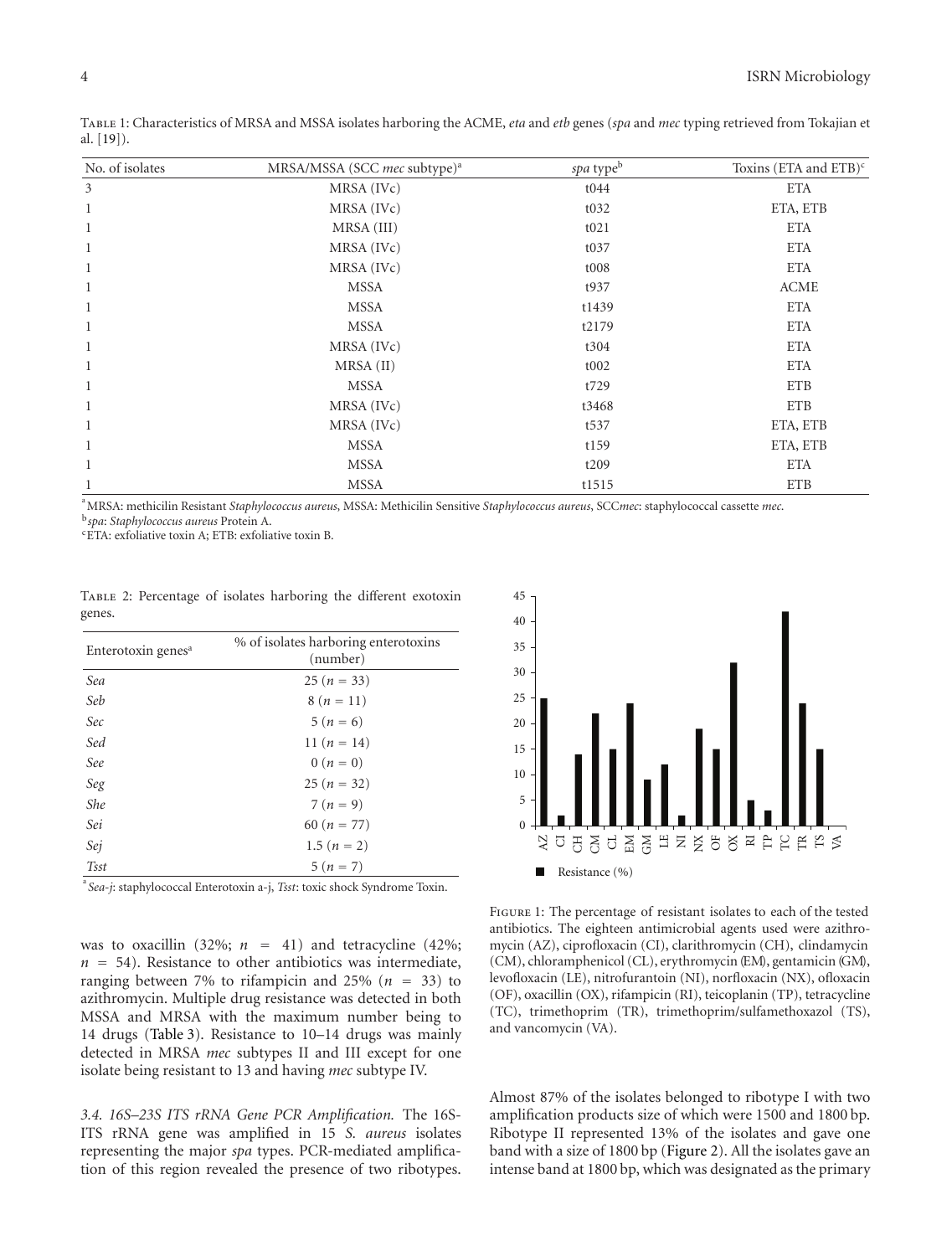Table 1: Characteristics of MRSA and MSSA isolates harboring the ACME, *eta* and *etb* genes (*spa* and *mec* typing retrieved from Tokajian et al. [19]).

| No. of isolates | MRSA/MSSA (SCC *mec* subtype)[a] | *spa* type[b] | Toxins (ETA and ETB)[c] |
|---|---|---|---|
| 3 | MRSA (IVc) | t044 | ETA |
| 1 | MRSA (IVc) | t032 | ETA, ETB |
| 1 | MRSA (III) | t021 | ETA |
| 1 | MRSA (IVc) | t037 | ETA |
| 1 | MRSA (IVc) | t008 | ETA |
| 1 | MSSA | t937 | ACME |
| 1 | MSSA | t1439 | ETA |
| 1 | MSSA | t2179 | ETA |
| 1 | MRSA (IVc) | t304 | ETA |
| 1 | MRSA (II) | t002 | ETA |
| 1 | MSSA | t729 | ETB |
| 1 | MRSA (IVc) | t3468 | ETB |
| 1 | MRSA (IVc) | t537 | ETA, ETB |
| 1 | MSSA | t159 | ETA, ETB |
| 1 | MSSA | t209 | ETA |
| 1 | MSSA | t1515 | ETB |

[a]MRSA: methicilin Resistant *Staphylococcus aureus*, MSSA: Methicilin Sensitive *Staphylococcus aureus*, SCC*mec*: staphylococcal cassette *mec*.
[b]*spa*: *Staphylococcus aureus* Protein A.
[c]ETA: exfoliative toxin A; ETB: exfoliative toxin B.

Table 2: Percentage of isolates harboring the different exotoxin genes.

| Enterotoxin genes[a] | % of isolates harboring enterotoxins (number) |
|---|---|
| *Sea* | 25 ($n = 33$) |
| *Seb* | 8 ($n = 11$) |
| *Sec* | 5 ($n = 6$) |
| *Sed* | 11 ($n = 14$) |
| *See* | 0 ($n = 0$) |
| *Seg* | 25 ($n = 32$) |
| *She* | 7 ($n = 9$) |
| *Sei* | 60 ($n = 77$) |
| *Sej* | 1.5 ($n = 2$) |
| *Tsst* | 5 ($n = 7$) |

[a]*Sea-j*: staphylococcal Enterotoxin a-j, *Tsst*: toxic shock Syndrome Toxin.

was to oxacillin (32%; $n = 41$) and tetracycline (42%; $n = 54$). Resistance to other antibiotics was intermediate, ranging between 7% to rifampicin and 25% ($n = 33$) to azithromycin. Multiple drug resistance was detected in both MSSA and MRSA with the maximum number being to 14 drugs (Table 3). Resistance to 10–14 drugs was mainly detected in MRSA *mec* subtypes II and III except for one isolate being resistant to 13 and having *mec* subtype IV.

Figure 1: The percentage of resistant isolates to each of the tested antibiotics. The eighteen antimicrobial agents used were azithromycin (AZ), ciprofloxacin (CI), clarithromycin (CH), clindamycin (CM), chloramphenicol (CL), erythromycin (EM), gentamicin (GM), levofloxacin (LE), nitrofurantoin (NI), norfloxacin (NX), ofloxacin (OF), oxacillin (OX), rifampicin (RI), teicoplanin (TP), tetracycline (TC), trimethoprim (TR), trimethoprim/sulfamethoxazol (TS), and vancomycin (VA).

*3.4. 16S–23S ITS rRNA Gene PCR Amplification.* The 16S-ITS rRNA gene was amplified in 15 *S. aureus* isolates representing the major *spa* types. PCR-mediated amplification of this region revealed the presence of two ribotypes. Almost 87% of the isolates belonged to ribotype I with two amplification products size of which were 1500 and 1800 bp. Ribotype II represented 13% of the isolates and gave one band with a size of 1800 bp (Figure 2). All the isolates gave an intense band at 1800 bp, which was designated as the primary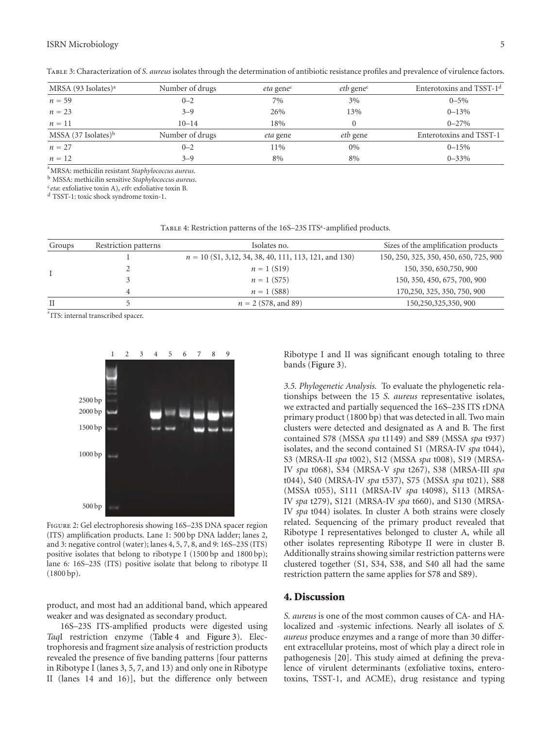Table 3: Characterization of *S. aureus* isolates through the determination of antibiotic resistance profiles and prevalence of virulence factors.

| MRSA (93 Isolates)[a] | Number of drugs | *eta* gene[c] | *etb* gene[c] | Enterotoxins and TSST-1[d] |
|---|---|---|---|---|
| $n = 59$ | 0–2 | 7% | 3% | 0–5% |
| $n = 23$ | 3–9 | 26% | 13% | 0–13% |
| $n = 11$ | 10–14 | 18% | 0 | 0–27% |
| MSSA (37 Isolates)[b] | Number of drugs | *eta* gene | *etb* gene | Enterotoxins and TSST-1 |
| $n = 27$ | 0–2 | 11% | 0% | 0–15% |
| $n = 12$ | 3–9 | 8% | 8% | 0–33% |

[a]MRSA: methicilin resistant *Staphylococcus aureus*.
[b] MSSA: methicilin sensitive *Staphylococcus aureus*.
[c]*eta*: exfoliative toxin A), *etb*: exfoliative toxin B.
[d] TSST-1: toxic shock syndrome toxin-1.

Table 4: Restriction patterns of the 16S–23S ITS[a]-amplified products.

| Groups | Restriction patterns | Isolates no. | Sizes of the amplification products |
|---|---|---|---|
| I | 1 | $n = 10$ (S1, 3,12, 34, 38, 40, 111, 113, 121, and 130) | 150, 250, 325, 350, 450, 650, 725, 900 |
| | 2 | $n = 1$ (S19) | 150, 350, 650,750, 900 |
| | 3 | $n = 1$ (S75) | 150, 350, 450, 675, 700, 900 |
| | 4 | $n = 1$ (S88) | 170,250, 325, 350, 750, 900 |
| II | 5 | $n = 2$ (S78, and 89) | 150,250,325,350, 900 |

[a]ITS: internal transcribed spacer.

Figure 2: Gel electrophoresis showing 16S–23S DNA spacer region (ITS) amplification products. Lane 1: 500 bp DNA ladder; lanes 2, and 3: negative control (water); lanes 4, 5, 7, 8, and 9: 16S–23S (ITS) positive isolates that belong to ribotype I (1500 bp and 1800 bp); lane 6: 16S–23S (ITS) positive isolate that belong to ribotype II (1800 bp).

product, and most had an additional band, which appeared weaker and was designated as secondary product.

16S–23S ITS-amplified products were digested using *Taq*I restriction enzyme (Table 4 and Figure 3). Electrophoresis and fragment size analysis of restriction products revealed the presence of five banding patterns [four patterns in Ribotype I (lanes 3, 5, 7, and 13) and only one in Ribotype II (lanes 14 and 16)], but the difference only between Ribotype I and II was significant enough totaling to three bands (Figure 3).

*3.5. Phylogenetic Analysis.* To evaluate the phylogenetic relationships between the 15 *S. aureus* representative isolates, we extracted and partially sequenced the 16S–23S ITS rDNA primary product (1800 bp) that was detected in all. Two main clusters were detected and designated as A and B. The first contained S78 (MSSA *spa* t1149) and S89 (MSSA *spa* t937) isolates, and the second contained S1 (MRSA-IV *spa* t044), S3 (MRSA-II *spa* t002), S12 (MSSA *spa* t008), S19 (MRSA-IV *spa* t068), S34 (MRSA-V *spa* t267), S38 (MRSA-III *spa* t044), S40 (MRSA-IV *spa* t537), S75 (MSSA *spa* t021), S88 (MSSA t055), S111 (MRSA-IV *spa* t4098), S113 (MRSA-IV *spa* t279), S121 (MRSA-IV *spa* t660), and S130 (MRSA-IV *spa* t044) isolates. In cluster A both strains were closely related. Sequencing of the primary product revealed that Ribotype I representatives belonged to cluster A, while all other isolates representing Ribotype II were in cluster B. Additionally strains showing similar restriction patterns were clustered together (S1, S34, S38, and S40 all had the same restriction pattern the same applies for S78 and S89).

## 4. Discussion

*S. aureus* is one of the most common causes of CA- and HA-localized and -systemic infections. Nearly all isolates of *S. aureus* produce enzymes and a range of more than 30 different extracellular proteins, most of which play a direct role in pathogenesis [20]. This study aimed at defining the prevalence of virulent determinants (exfoliative toxins, enterotoxins, TSST-1, and ACME), drug resistance and typing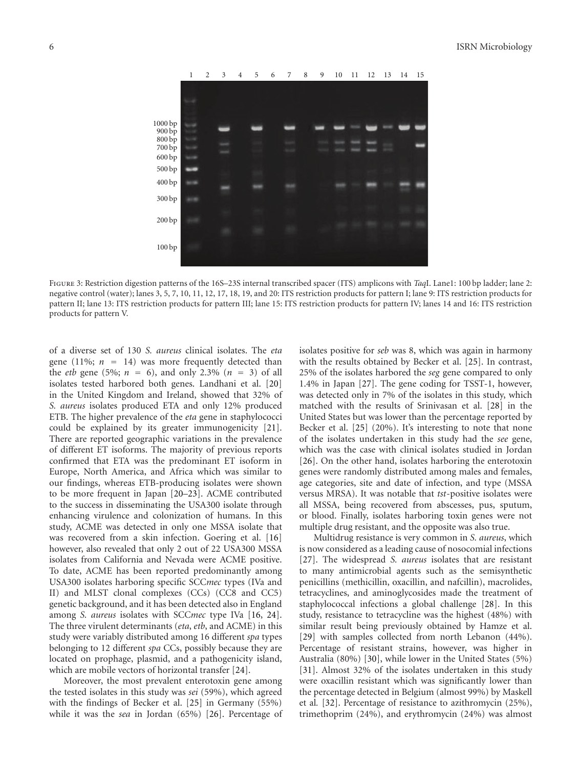Figure 3: Restriction digestion patterns of the 16S–23S internal transcribed spacer (ITS) amplicons with *Taq*I. Lane1: 100 bp ladder; lane 2: negative control (water); lanes 3, 5, 7, 10, 11, 12, 17, 18, 19, and 20: ITS restriction products for pattern I; lane 9: ITS restriction products for pattern II; lane 13: ITS restriction products for pattern III; lane 15: ITS restriction products for pattern IV; lanes 14 and 16: ITS restriction products for pattern V.

of a diverse set of 130 *S. aureus* clinical isolates. The *eta* gene (11%; $n = 14$) was more frequently detected than the *etb* gene (5%; $n = 6$), and only 2.3% ($n = 3$) of all isolates tested harbored both genes. Landhani et al. [20] in the United Kingdom and Ireland, showed that 32% of *S. aureus* isolates produced ETA and only 12% produced ETB. The higher prevalence of the *eta* gene in staphylococci could be explained by its greater immunogenicity [21]. There are reported geographic variations in the prevalence of different ET isoforms. The majority of previous reports confirmed that ETA was the predominant ET isoform in Europe, North America, and Africa which was similar to our findings, whereas ETB-producing isolates were shown to be more frequent in Japan [20–23]. ACME contributed to the success in disseminating the USA300 isolate through enhancing virulence and colonization of humans. In this study, ACME was detected in only one MSSA isolate that was recovered from a skin infection. Goering et al. [16] however, also revealed that only 2 out of 22 USA300 MSSA isolates from California and Nevada were ACME positive. To date, ACME has been reported predominantly among USA300 isolates harboring specific SCC*mec* types (IVa and II) and MLST clonal complexes (CCs) (CC8 and CC5) genetic background, and it has been detected also in England among *S. aureus* isolates with SCC*mec* type IVa [16, 24]. The three virulent determinants (*eta*, *etb*, and ACME) in this study were variably distributed among 16 different *spa* types belonging to 12 different *spa* CCs, possibly because they are located on prophage, plasmid, and a pathogenicity island, which are mobile vectors of horizontal transfer [24].

Moreover, the most prevalent enterotoxin gene among the tested isolates in this study was *sei* (59%), which agreed with the findings of Becker et al. [25] in Germany (55%) while it was the *sea* in Jordan (65%) [26]. Percentage of isolates positive for *seb* was 8, which was again in harmony with the results obtained by Becker et al. [25]. In contrast, 25% of the isolates harbored the *seg* gene compared to only 1.4% in Japan [27]. The gene coding for TSST-1, however, was detected only in 7% of the isolates in this study, which matched with the results of Srinivasan et al. [28] in the United States but was lower than the percentage reported by Becker et al. [25] (20%). It's interesting to note that none of the isolates undertaken in this study had the *see* gene, which was the case with clinical isolates studied in Jordan [26]. On the other hand, isolates harboring the enterotoxin genes were randomly distributed among males and females, age categories, site and date of infection, and type (MSSA versus MRSA). It was notable that *tst*-positive isolates were all MSSA, being recovered from abscesses, pus, sputum, or blood. Finally, isolates harboring toxin genes were not multiple drug resistant, and the opposite was also true.

Multidrug resistance is very common in *S. aureus*, which is now considered as a leading cause of nosocomial infections [27]. The widespread *S. aureus* isolates that are resistant to many antimicrobial agents such as the semisynthetic penicillins (methicillin, oxacillin, and nafcillin), macrolides, tetracyclines, and aminoglycosides made the treatment of staphylococcal infections a global challenge [28]. In this study, resistance to tetracycline was the highest (48%) with similar result being previously obtained by Hamze et al. [29] with samples collected from north Lebanon (44%). Percentage of resistant strains, however, was higher in Australia (80%) [30], while lower in the United States (5%) [31]. Almost 32% of the isolates undertaken in this study were oxacillin resistant which was significantly lower than the percentage detected in Belgium (almost 99%) by Maskell et al. [32]. Percentage of resistance to azithromycin (25%), trimethoprim (24%), and erythromycin (24%) was almost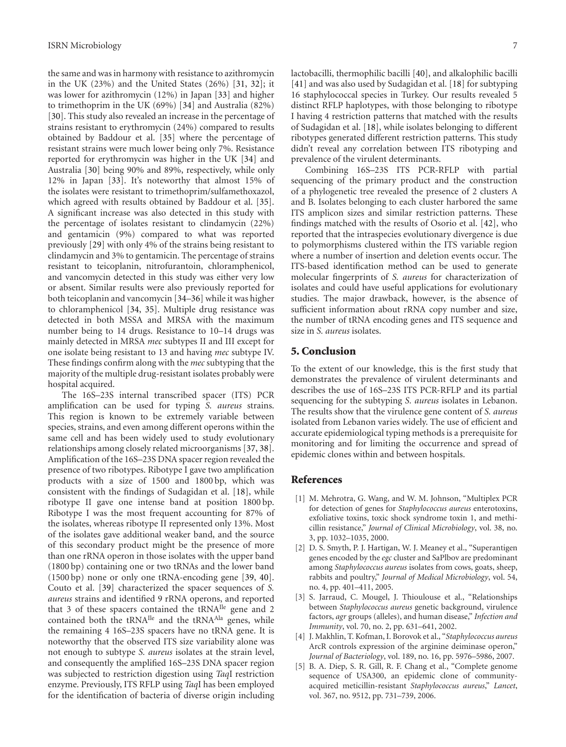the same and was in harmony with resistance to azithromycin in the UK (23%) and the United States (26%) [31, 32]; it was lower for azithromycin (12%) in Japan [33] and higher to trimethoprim in the UK (69%) [34] and Australia (82%) [30]. This study also revealed an increase in the percentage of strains resistant to erythromycin (24%) compared to results obtained by Baddour et al. [35] where the percentage of resistant strains were much lower being only 7%. Resistance reported for erythromycin was higher in the UK [34] and Australia [30] being 90% and 89%, respectively, while only 12% in Japan [33]. It's noteworthy that almost 15% of the isolates were resistant to trimethoprim/sulfamethoxazol, which agreed with results obtained by Baddour et al. [35]. A significant increase was also detected in this study with the percentage of isolates resistant to clindamycin (22%) and gentamicin (9%) compared to what was reported previously [29] with only 4% of the strains being resistant to clindamycin and 3% to gentamicin. The percentage of strains resistant to teicoplanin, nitrofurantoin, chloramphenicol, and vancomycin detected in this study was either very low or absent. Similar results were also previously reported for both teicoplanin and vancomycin [34–36] while it was higher to chloramphenicol [34, 35]. Multiple drug resistance was detected in both MSSA and MRSA with the maximum number being to 14 drugs. Resistance to 10–14 drugs was mainly detected in MRSA *mec* subtypes II and III except for one isolate being resistant to 13 and having *mec* subtype IV. These findings confirm along with the *mec* subtyping that the majority of the multiple drug-resistant isolates probably were hospital acquired.

The 16S–23S internal transcribed spacer (ITS) PCR amplification can be used for typing *S. aureus* strains. This region is known to be extremely variable between species, strains, and even among different operons within the same cell and has been widely used to study evolutionary relationships among closely related microorganisms [37, 38]. Amplification of the 16S–23S DNA spacer region revealed the presence of two ribotypes. Ribotype I gave two amplification products with a size of 1500 and 1800 bp, which was consistent with the findings of Sudagidan et al. [18], while ribotype II gave one intense band at position 1800 bp. Ribotype I was the most frequent accounting for 87% of the isolates, whereas ribotype II represented only 13%. Most of the isolates gave additional weaker band, and the source of this secondary product might be the presence of more than one rRNA operon in those isolates with the upper band (1800 bp) containing one or two tRNAs and the lower band (1500 bp) none or only one tRNA-encoding gene [39, 40]. Couto et al. [39] characterized the spacer sequences of *S. aureus* strains and identified 9 rRNA operons, and reported that 3 of these spacers contained the $tRNA^{Ile}$ gene and 2 contained both the $tRNA^{Ile}$ and the $tRNA^{Ala}$ genes, while the remaining 4 16S–23S spacers have no tRNA gene. It is noteworthy that the observed ITS size variability alone was not enough to subtype *S. aureus* isolates at the strain level, and consequently the amplified 16S–23S DNA spacer region was subjected to restriction digestion using *Taq*I restriction enzyme. Previously, ITS RFLP using *Taq*I has been employed for the identification of bacteria of diverse origin including lactobacilli, thermophilic bacilli [40], and alkalophilic bacilli [41] and was also used by Sudagidan et al. [18] for subtyping 16 staphylococcal species in Turkey. Our results revealed 5 distinct RFLP haplotypes, with those belonging to ribotype I having 4 restriction patterns that matched with the results of Sudagidan et al. [18], while isolates belonging to different ribotypes generated different restriction patterns. This study didn't reveal any correlation between ITS ribotyping and prevalence of the virulent determinants.

Combining 16S–23S ITS PCR-RFLP with partial sequencing of the primary product and the construction of a phylogenetic tree revealed the presence of 2 clusters A and B. Isolates belonging to each cluster harbored the same ITS amplicon sizes and similar restriction patterns. These findings matched with the results of Osorio et al. [42], who reported that the intraspecies evolutionary divergence is due to polymorphisms clustered within the ITS variable region where a number of insertion and deletion events occur. The ITS-based identification method can be used to generate molecular fingerprints of *S. aureus* for characterization of isolates and could have useful applications for evolutionary studies. The major drawback, however, is the absence of sufficient information about rRNA copy number and size, the number of tRNA encoding genes and ITS sequence and size in *S. aureus* isolates.

## 5. Conclusion

To the extent of our knowledge, this is the first study that demonstrates the prevalence of virulent determinants and describes the use of 16S–23S ITS PCR-RFLP and its partial sequencing for the subtyping *S. aureus* isolates in Lebanon. The results show that the virulence gene content of *S. aureus* isolated from Lebanon varies widely. The use of efficient and accurate epidemiological typing methods is a prerequisite for monitoring and for limiting the occurrence and spread of epidemic clones within and between hospitals.

## References

[1] M. Mehrotra, G. Wang, and W. M. Johnson, "Multiplex PCR for detection of genes for *Staphylococcus aureus* enterotoxins, exfoliative toxins, toxic shock syndrome toxin 1, and methicillin resistance," *Journal of Clinical Microbiology*, vol. 38, no. 3, pp. 1032–1035, 2000.

[2] D. S. Smyth, P. J. Hartigan, W. J. Meaney et al., "Superantigen genes encoded by the *egc* cluster and SaPlbov are predominant among *Staphylococcus aureus* isolates from cows, goats, sheep, rabbits and poultry," *Journal of Medical Microbiology*, vol. 54, no. 4, pp. 401–411, 2005.

[3] S. Jarraud, C. Mougel, J. Thioulouse et al., "Relationships between *Staphylococcus aureus* genetic background, virulence factors, *agr* groups (alleles), and human disease," *Infection and Immunity*, vol. 70, no. 2, pp. 631–641, 2002.

[4] J. Makhlin, T. Kofman, I. Borovok et al., "*Staphylococcus aureus* ArcR controls expression of the arginine deiminase operon," *Journal of Bacteriology*, vol. 189, no. 16, pp. 5976–5986, 2007.

[5] B. A. Diep, S. R. Gill, R. F. Chang et al., "Complete genome sequence of USA300, an epidemic clone of community-acquired meticillin-resistant *Staphylococcus aureus*," *Lancet*, vol. 367, no. 9512, pp. 731–739, 2006.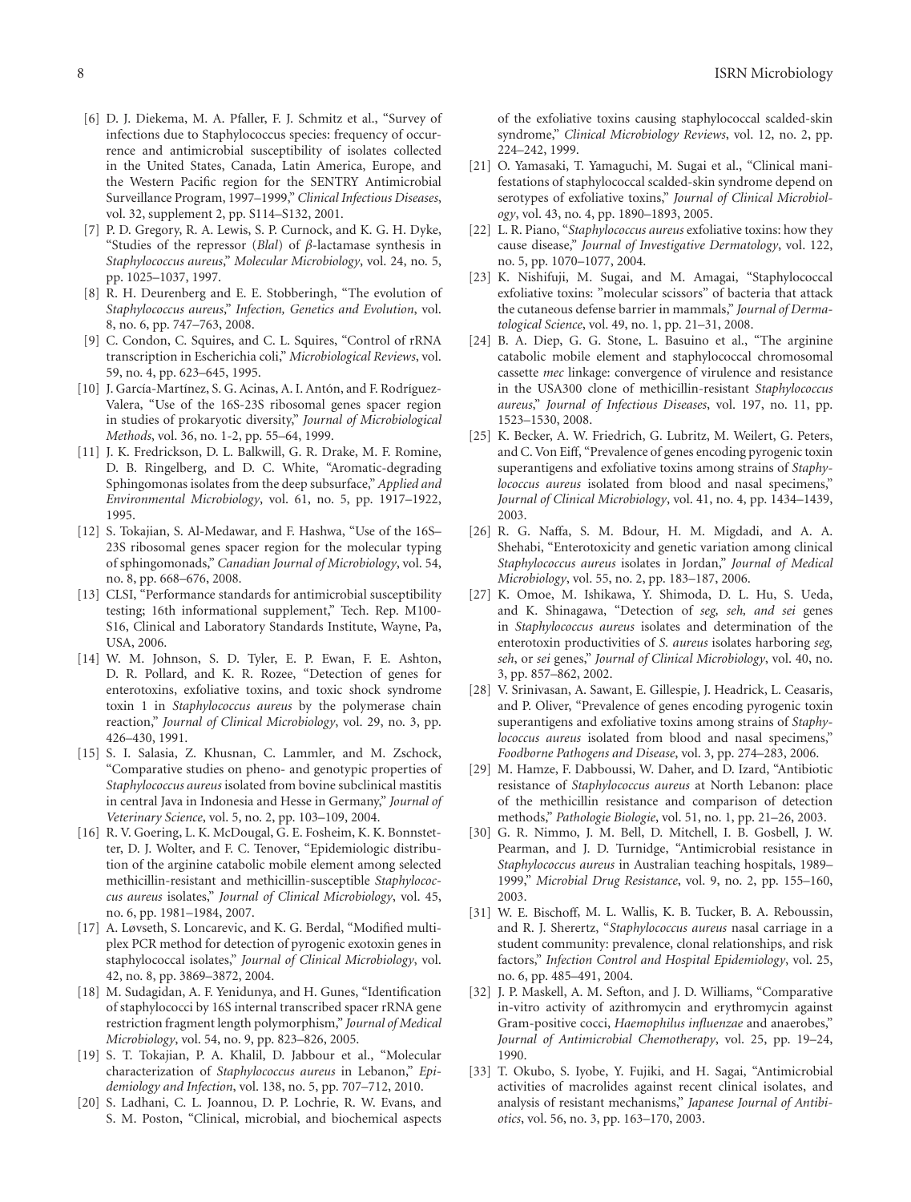[6] D. J. Diekema, M. A. Pfaller, F. J. Schmitz et al., "Survey of infections due to Staphylococcus species: frequency of occurrence and antimicrobial susceptibility of isolates collected in the United States, Canada, Latin America, Europe, and the Western Pacific region for the SENTRY Antimicrobial Surveillance Program, 1997–1999," *Clinical Infectious Diseases*, vol. 32, supplement 2, pp. S114–S132, 2001.

[7] P. D. Gregory, R. A. Lewis, S. P. Curnock, and K. G. H. Dyke, "Studies of the repressor (*BlaI*) of $\beta$-lactamase synthesis in *Staphylococcus aureus*," *Molecular Microbiology*, vol. 24, no. 5, pp. 1025–1037, 1997.

[8] R. H. Deurenberg and E. E. Stobberingh, "The evolution of *Staphylococcus aureus*," *Infection, Genetics and Evolution*, vol. 8, no. 6, pp. 747–763, 2008.

[9] C. Condon, C. Squires, and C. L. Squires, "Control of rRNA transcription in Escherichia coli," *Microbiological Reviews*, vol. 59, no. 4, pp. 623–645, 1995.

[10] J. García-Martínez, S. G. Acinas, A. I. Antón, and F. Rodríguez-Valera, "Use of the 16S-23S ribosomal genes spacer region in studies of prokaryotic diversity," *Journal of Microbiological Methods*, vol. 36, no. 1-2, pp. 55–64, 1999.

[11] J. K. Fredrickson, D. L. Balkwill, G. R. Drake, M. F. Romine, D. B. Ringelberg, and D. C. White, "Aromatic-degrading Sphingomonas isolates from the deep subsurface," *Applied and Environmental Microbiology*, vol. 61, no. 5, pp. 1917–1922, 1995.

[12] S. Tokajian, S. Al-Medawar, and F. Hashwa, "Use of the 16S–23S ribosomal genes spacer region for the molecular typing of sphingomonads," *Canadian Journal of Microbiology*, vol. 54, no. 8, pp. 668–676, 2008.

[13] CLSI, "Performance standards for antimicrobial susceptibility testing; 16th informational supplement," Tech. Rep. M100-S16, Clinical and Laboratory Standards Institute, Wayne, Pa, USA, 2006.

[14] W. M. Johnson, S. D. Tyler, E. P. Ewan, F. E. Ashton, D. R. Pollard, and K. R. Rozee, "Detection of genes for enterotoxins, exfoliative toxins, and toxic shock syndrome toxin 1 in *Staphylococcus aureus* by the polymerase chain reaction," *Journal of Clinical Microbiology*, vol. 29, no. 3, pp. 426–430, 1991.

[15] S. I. Salasia, Z. Khusnan, C. Lammler, and M. Zschock, "Comparative studies on pheno- and genotypic properties of *Staphylococcus aureus* isolated from bovine subclinical mastitis in central Java in Indonesia and Hesse in Germany," *Journal of Veterinary Science*, vol. 5, no. 2, pp. 103–109, 2004.

[16] R. V. Goering, L. K. McDougal, G. E. Fosheim, K. K. Bonnstetter, D. J. Wolter, and F. C. Tenover, "Epidemiologic distribution of the arginine catabolic mobile element among selected methicillin-resistant and methicillin-susceptible *Staphylococcus aureus* isolates," *Journal of Clinical Microbiology*, vol. 45, no. 6, pp. 1981–1984, 2007.

[17] A. Løvseth, S. Loncarevic, and K. G. Berdal, "Modified multiplex PCR method for detection of pyrogenic exotoxin genes in staphylococcal isolates," *Journal of Clinical Microbiology*, vol. 42, no. 8, pp. 3869–3872, 2004.

[18] M. Sudagidan, A. F. Yenidunya, and H. Gunes, "Identification of staphylococci by 16S internal transcribed spacer rRNA gene restriction fragment length polymorphism," *Journal of Medical Microbiology*, vol. 54, no. 9, pp. 823–826, 2005.

[19] S. T. Tokajian, P. A. Khalil, D. Jabbour et al., "Molecular characterization of *Staphylococcus aureus* in Lebanon," *Epidemiology and Infection*, vol. 138, no. 5, pp. 707–712, 2010.

[20] S. Ladhani, C. L. Joannou, D. P. Lochrie, R. W. Evans, and S. M. Poston, "Clinical, microbial, and biochemical aspects of the exfoliative toxins causing staphylococcal scalded-skin syndrome," *Clinical Microbiology Reviews*, vol. 12, no. 2, pp. 224–242, 1999.

[21] O. Yamasaki, T. Yamaguchi, M. Sugai et al., "Clinical manifestations of staphylococcal scalded-skin syndrome depend on serotypes of exfoliative toxins," *Journal of Clinical Microbiology*, vol. 43, no. 4, pp. 1890–1893, 2005.

[22] L. R. Piano, "*Staphylococcus aureus* exfoliative toxins: how they cause disease," *Journal of Investigative Dermatology*, vol. 122, no. 5, pp. 1070–1077, 2004.

[23] K. Nishifuji, M. Sugai, and M. Amagai, "Staphylococcal exfoliative toxins: "molecular scissors" of bacteria that attack the cutaneous defense barrier in mammals," *Journal of Dermatological Science*, vol. 49, no. 1, pp. 21–31, 2008.

[24] B. A. Diep, G. G. Stone, L. Basuino et al., "The arginine catabolic mobile element and staphylococcal chromosomal cassette *mec* linkage: convergence of virulence and resistance in the USA300 clone of methicillin-resistant *Staphylococcus aureus*," *Journal of Infectious Diseases*, vol. 197, no. 11, pp. 1523–1530, 2008.

[25] K. Becker, A. W. Friedrich, G. Lubritz, M. Weilert, G. Peters, and C. Von Eiff, "Prevalence of genes encoding pyrogenic toxin superantigens and exfoliative toxins among strains of *Staphylococcus aureus* isolated from blood and nasal specimens," *Journal of Clinical Microbiology*, vol. 41, no. 4, pp. 1434–1439, 2003.

[26] R. G. Naffa, S. M. Bdour, H. M. Migdadi, and A. A. Shehabi, "Enterotoxicity and genetic variation among clinical *Staphylococcus aureus* isolates in Jordan," *Journal of Medical Microbiology*, vol. 55, no. 2, pp. 183–187, 2006.

[27] K. Omoe, M. Ishikawa, Y. Shimoda, D. L. Hu, S. Ueda, and K. Shinagawa, "Detection of *seg, seh, and sei* genes in *Staphylococcus aureus* isolates and determination of the enterotoxin productivities of *S. aureus* isolates harboring *seg, seh*, or *sei* genes," *Journal of Clinical Microbiology*, vol. 40, no. 3, pp. 857–862, 2002.

[28] V. Srinivasan, A. Sawant, E. Gillespie, J. Headrick, L. Ceasaris, and P. Oliver, "Prevalence of genes encoding pyrogenic toxin superantigens and exfoliative toxins among strains of *Staphylococcus aureus* isolated from blood and nasal specimens," *Foodborne Pathogens and Disease*, vol. 3, pp. 274–283, 2006.

[29] M. Hamze, F. Dabboussi, W. Daher, and D. Izard, "Antibiotic resistance of *Staphylococcus aureus* at North Lebanon: place of the methicillin resistance and comparison of detection methods," *Pathologie Biologie*, vol. 51, no. 1, pp. 21–26, 2003.

[30] G. R. Nimmo, J. M. Bell, D. Mitchell, I. B. Gosbell, J. W. Pearman, and J. D. Turnidge, "Antimicrobial resistance in *Staphylococcus aureus* in Australian teaching hospitals, 1989–1999," *Microbial Drug Resistance*, vol. 9, no. 2, pp. 155–160, 2003.

[31] W. E. Bischoff, M. L. Wallis, K. B. Tucker, B. A. Reboussin, and R. J. Sherertz, "*Staphylococcus aureus* nasal carriage in a student community: prevalence, clonal relationships, and risk factors," *Infection Control and Hospital Epidemiology*, vol. 25, no. 6, pp. 485–491, 2004.

[32] J. P. Maskell, A. M. Sefton, and J. D. Williams, "Comparative in-vitro activity of azithromycin and erythromycin against Gram-positive cocci, *Haemophilus influenzae* and anaerobes," *Journal of Antimicrobial Chemotherapy*, vol. 25, pp. 19–24, 1990.

[33] T. Okubo, S. Iyobe, Y. Fujiki, and H. Sagai, "Antimicrobial activities of macrolides against recent clinical isolates, and analysis of resistant mechanisms," *Japanese Journal of Antibiotics*, vol. 56, no. 3, pp. 163–170, 2003.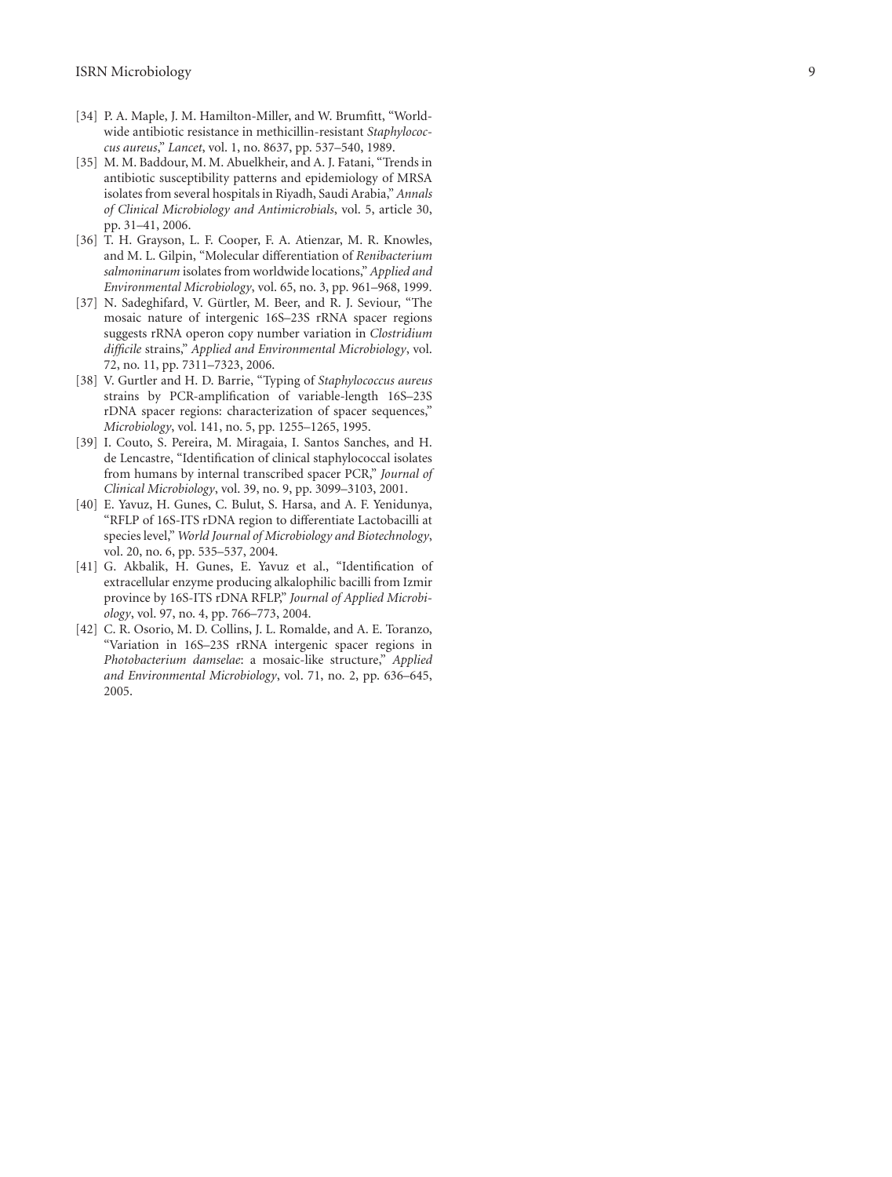[34] P. A. Maple, J. M. Hamilton-Miller, and W. Brumfitt, "Worldwide antibiotic resistance in methicillin-resistant *Staphylococcus aureus*," *Lancet*, vol. 1, no. 8637, pp. 537–540, 1989.

[35] M. M. Baddour, M. M. Abuelkheir, and A. J. Fatani, "Trends in antibiotic susceptibility patterns and epidemiology of MRSA isolates from several hospitals in Riyadh, Saudi Arabia," *Annals of Clinical Microbiology and Antimicrobials*, vol. 5, article 30, pp. 31–41, 2006.

[36] T. H. Grayson, L. F. Cooper, F. A. Atienzar, M. R. Knowles, and M. L. Gilpin, "Molecular differentiation of *Renibacterium salmoninarum* isolates from worldwide locations," *Applied and Environmental Microbiology*, vol. 65, no. 3, pp. 961–968, 1999.

[37] N. Sadeghifard, V. Gürtler, M. Beer, and R. J. Seviour, "The mosaic nature of intergenic 16S–23S rRNA spacer regions suggests rRNA operon copy number variation in *Clostridium difficile* strains," *Applied and Environmental Microbiology*, vol. 72, no. 11, pp. 7311–7323, 2006.

[38] V. Gurtler and H. D. Barrie, "Typing of *Staphylococcus aureus* strains by PCR-amplification of variable-length 16S–23S rDNA spacer regions: characterization of spacer sequences," *Microbiology*, vol. 141, no. 5, pp. 1255–1265, 1995.

[39] I. Couto, S. Pereira, M. Miragaia, I. Santos Sanches, and H. de Lencastre, "Identification of clinical staphylococcal isolates from humans by internal transcribed spacer PCR," *Journal of Clinical Microbiology*, vol. 39, no. 9, pp. 3099–3103, 2001.

[40] E. Yavuz, H. Gunes, C. Bulut, S. Harsa, and A. F. Yenidunya, "RFLP of 16S-ITS rDNA region to differentiate Lactobacilli at species level," *World Journal of Microbiology and Biotechnology*, vol. 20, no. 6, pp. 535–537, 2004.

[41] G. Akbalik, H. Gunes, E. Yavuz et al., "Identification of extracellular enzyme producing alkalophilic bacilli from Izmir province by 16S-ITS rDNA RFLP," *Journal of Applied Microbiology*, vol. 97, no. 4, pp. 766–773, 2004.

[42] C. R. Osorio, M. D. Collins, J. L. Romalde, and A. E. Toranzo, "Variation in 16S–23S rRNA intergenic spacer regions in *Photobacterium damselae*: a mosaic-like structure," *Applied and Environmental Microbiology*, vol. 71, no. 2, pp. 636–645, 2005.